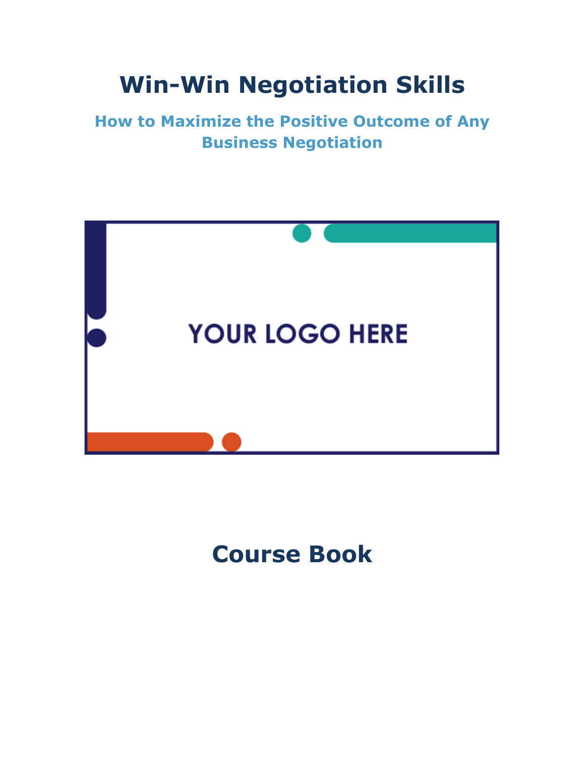# Win-Win Negotiation Skills

## How to Maximize the Positive Outcome of Any Business Negotiation

YOUR LOGO HERE

## Course Book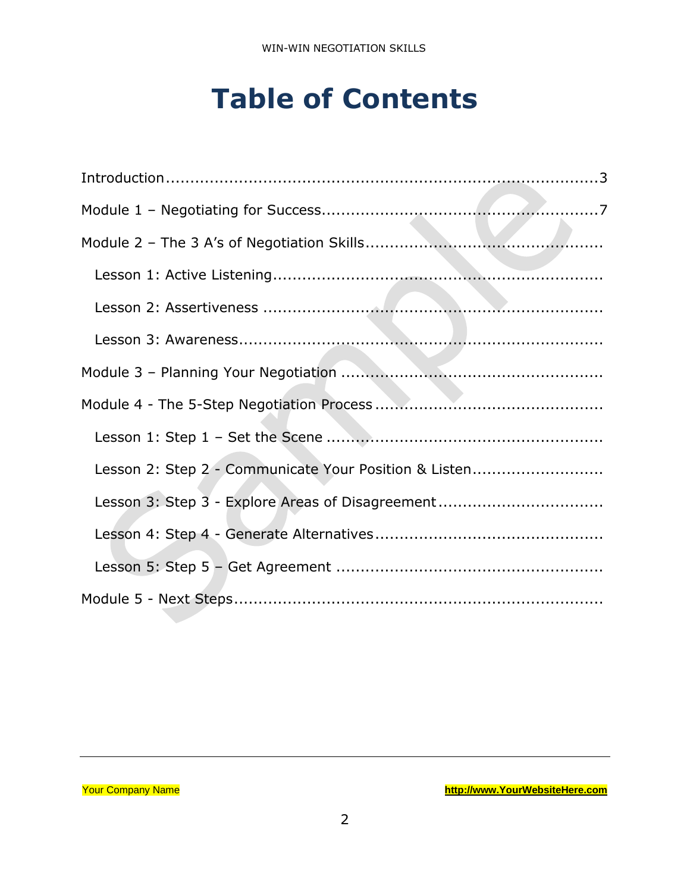# Table of Contents

Introduction........................................................................................3

Module 1 – Negotiating for Success......................................................7

Module 2 – The 3 A's of Negotiation Skills...............................................

Lesson 1: Active Listening.................................................................

Lesson 2: Assertiveness ....................................................................

Lesson 3: Awareness.........................................................................

Module 3 – Planning Your Negotiation ....................................................

Module 4 - The 5-Step Negotiation Process ..............................................

Lesson 1: Step 1 – Set the Scene .......................................................

Lesson 2: Step 2 - Communicate Your Position & Listen..........................

Lesson 3: Step 3 - Explore Areas of Disagreement.................................

Lesson 4: Step 4 - Generate Alternatives..............................................

Lesson 5: Step 5 – Get Agreement .....................................................

Module 5 - Next Steps..........................................................................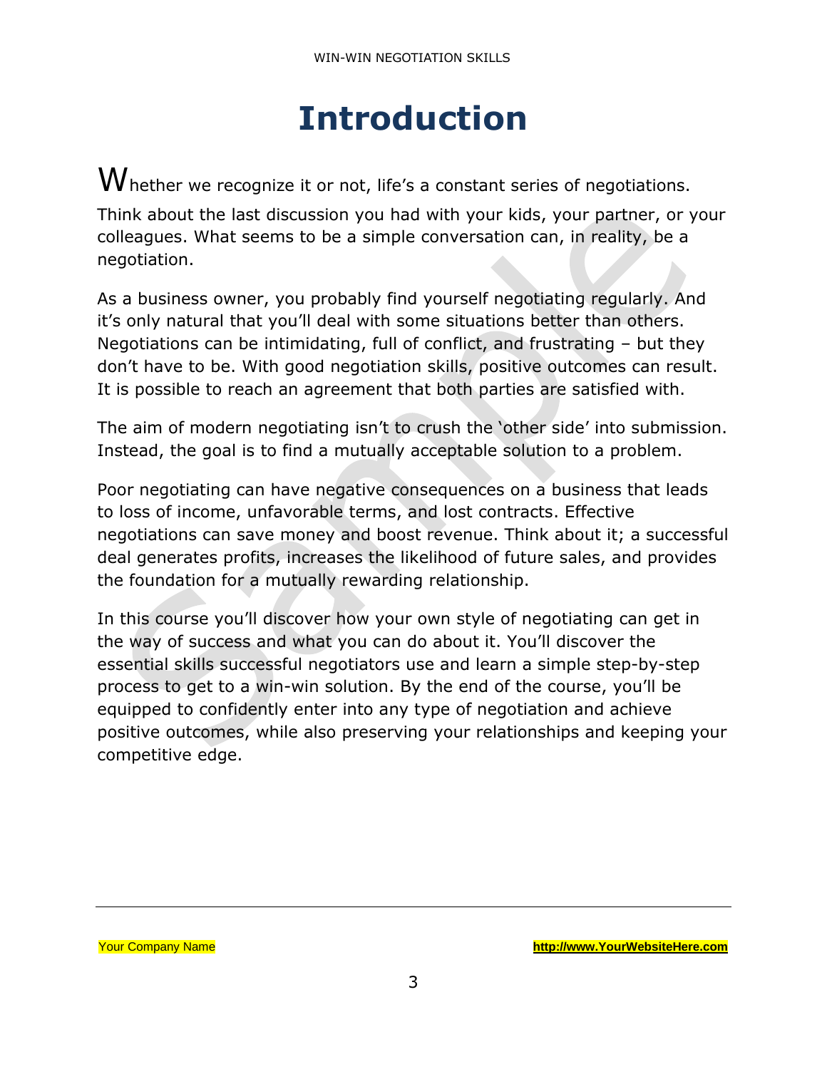# Introduction

Whether we recognize it or not, life's a constant series of negotiations. Think about the last discussion you had with your kids, your partner, or your colleagues. What seems to be a simple conversation can, in reality, be a negotiation.

As a business owner, you probably find yourself negotiating regularly. And it's only natural that you'll deal with some situations better than others. Negotiations can be intimidating, full of conflict, and frustrating – but they don't have to be. With good negotiation skills, positive outcomes can result. It is possible to reach an agreement that both parties are satisfied with.

The aim of modern negotiating isn't to crush the 'other side' into submission. Instead, the goal is to find a mutually acceptable solution to a problem.

Poor negotiating can have negative consequences on a business that leads to loss of income, unfavorable terms, and lost contracts. Effective negotiations can save money and boost revenue. Think about it; a successful deal generates profits, increases the likelihood of future sales, and provides the foundation for a mutually rewarding relationship.

In this course you'll discover how your own style of negotiating can get in the way of success and what you can do about it. You'll discover the essential skills successful negotiators use and learn a simple step-by-step process to get to a win-win solution. By the end of the course, you'll be equipped to confidently enter into any type of negotiation and achieve positive outcomes, while also preserving your relationships and keeping your competitive edge.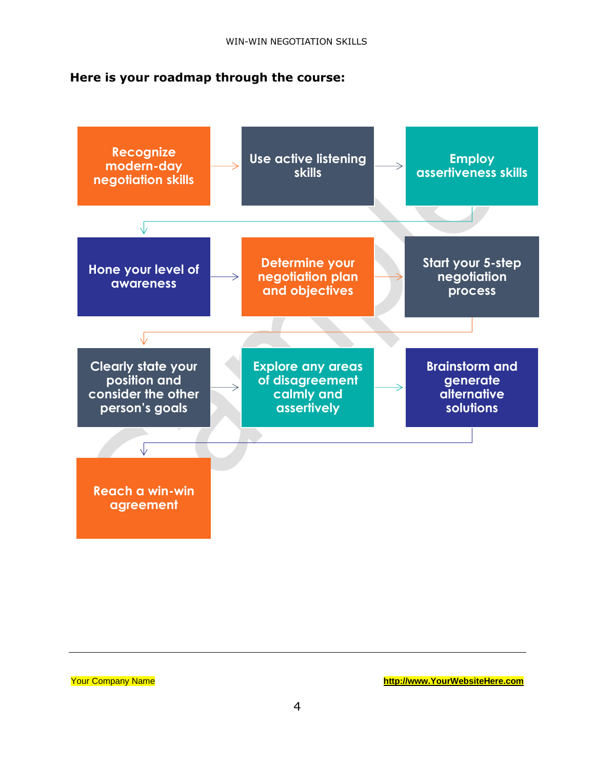**Here is your roadmap through the course:**

1. Recognize modern-day negotiation skills
2. Use active listening skills
3. Employ assertiveness skills
4. Hone your level of awareness
5. Determine your negotiation plan and objectives
6. Start your 5-step negotiation process
7. Clearly state your position and consider the other person's goals
8. Explore any areas of disagreement calmly and assertively
9. Brainstorm and generate alternative solutions
10. Reach a win-win agreement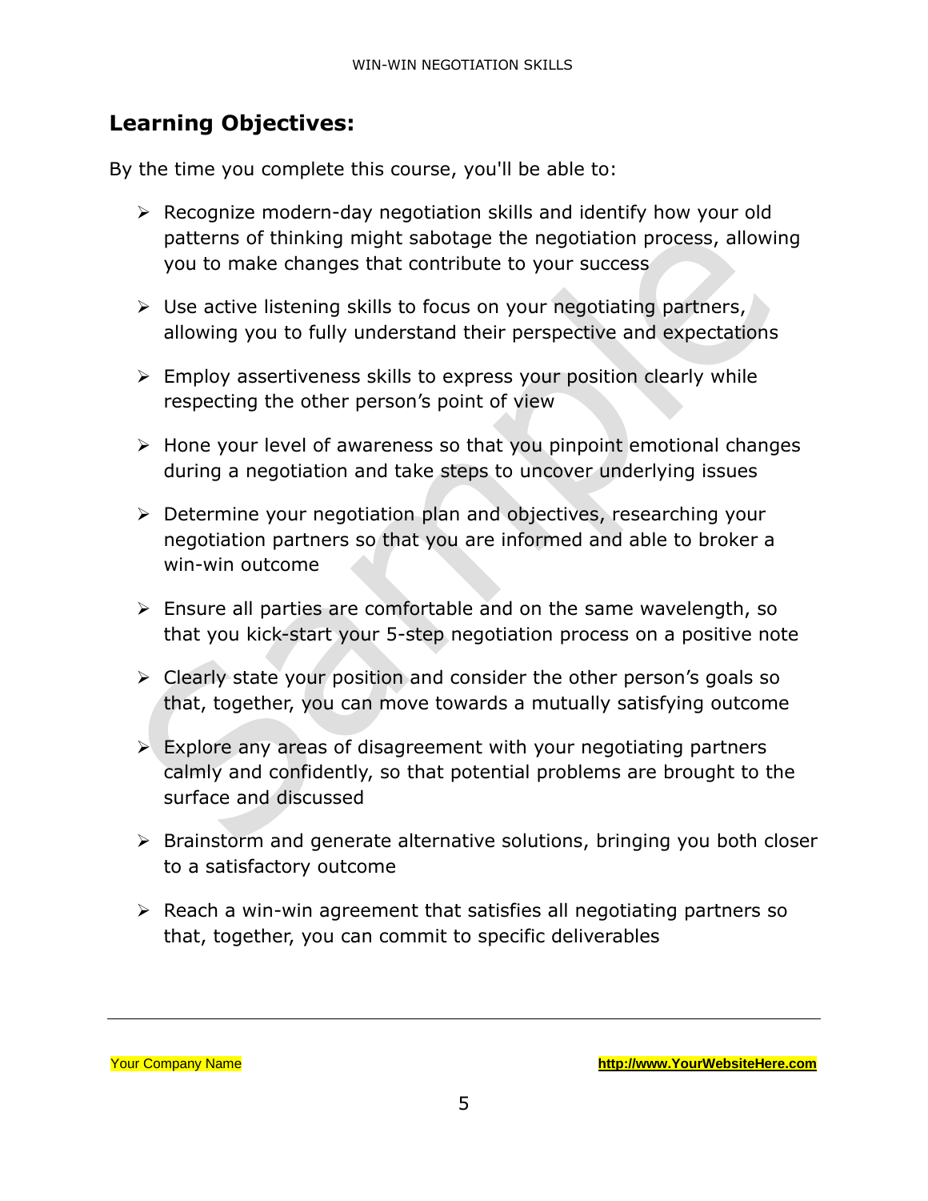## Learning Objectives:

By the time you complete this course, you'll be able to:

- Recognize modern-day negotiation skills and identify how your old patterns of thinking might sabotage the negotiation process, allowing you to make changes that contribute to your success
- Use active listening skills to focus on your negotiating partners, allowing you to fully understand their perspective and expectations
- Employ assertiveness skills to express your position clearly while respecting the other person's point of view
- Hone your level of awareness so that you pinpoint emotional changes during a negotiation and take steps to uncover underlying issues
- Determine your negotiation plan and objectives, researching your negotiation partners so that you are informed and able to broker a win-win outcome
- Ensure all parties are comfortable and on the same wavelength, so that you kick-start your 5-step negotiation process on a positive note
- Clearly state your position and consider the other person's goals so that, together, you can move towards a mutually satisfying outcome
- Explore any areas of disagreement with your negotiating partners calmly and confidently, so that potential problems are brought to the surface and discussed
- Brainstorm and generate alternative solutions, bringing you both closer to a satisfactory outcome
- Reach a win-win agreement that satisfies all negotiating partners so that, together, you can commit to specific deliverables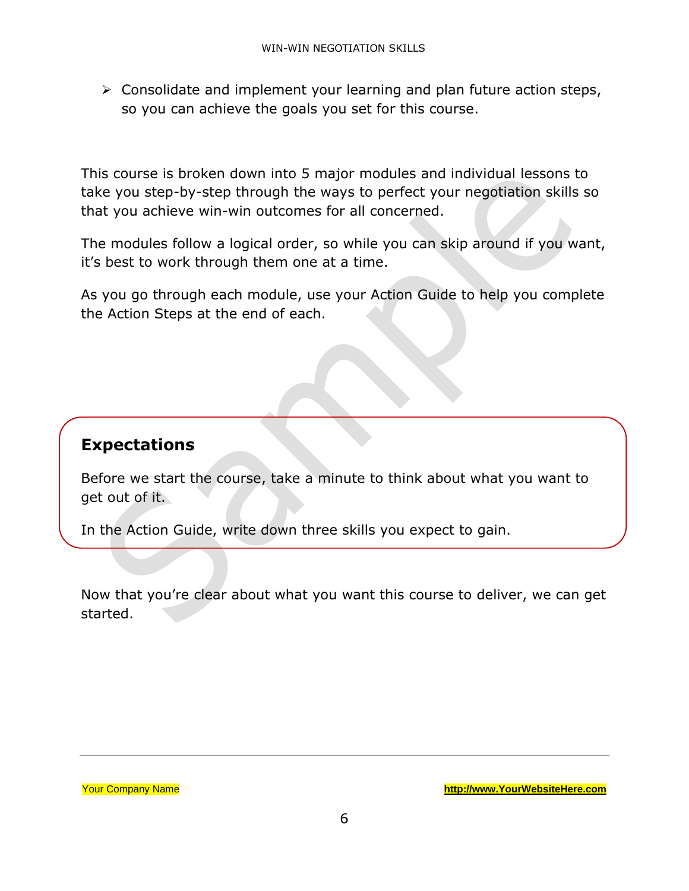- Consolidate and implement your learning and plan future action steps, so you can achieve the goals you set for this course.

This course is broken down into 5 major modules and individual lessons to take you step-by-step through the ways to perfect your negotiation skills so that you achieve win-win outcomes for all concerned.

The modules follow a logical order, so while you can skip around if you want, it's best to work through them one at a time.

As you go through each module, use your Action Guide to help you complete the Action Steps at the end of each.

## Expectations

Before we start the course, take a minute to think about what you want to get out of it.

In the Action Guide, write down three skills you expect to gain.

Now that you're clear about what you want this course to deliver, we can get started.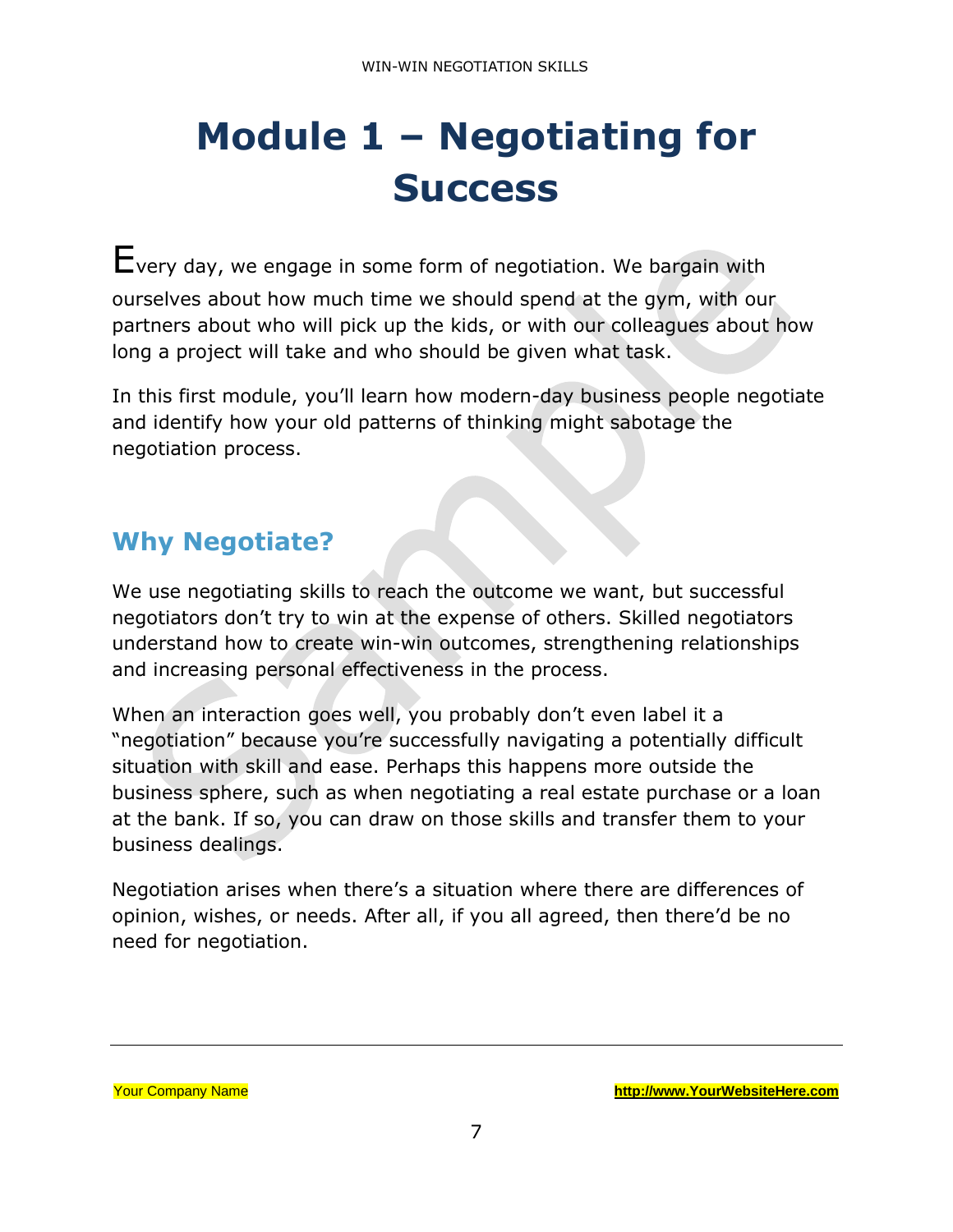# Module 1 – Negotiating for Success

Every day, we engage in some form of negotiation. We bargain with ourselves about how much time we should spend at the gym, with our partners about who will pick up the kids, or with our colleagues about how long a project will take and who should be given what task.

In this first module, you'll learn how modern-day business people negotiate and identify how your old patterns of thinking might sabotage the negotiation process.

## Why Negotiate?

We use negotiating skills to reach the outcome we want, but successful negotiators don't try to win at the expense of others. Skilled negotiators understand how to create win-win outcomes, strengthening relationships and increasing personal effectiveness in the process.

When an interaction goes well, you probably don't even label it a "negotiation" because you're successfully navigating a potentially difficult situation with skill and ease. Perhaps this happens more outside the business sphere, such as when negotiating a real estate purchase or a loan at the bank. If so, you can draw on those skills and transfer them to your business dealings.

Negotiation arises when there's a situation where there are differences of opinion, wishes, or needs. After all, if you all agreed, then there'd be no need for negotiation.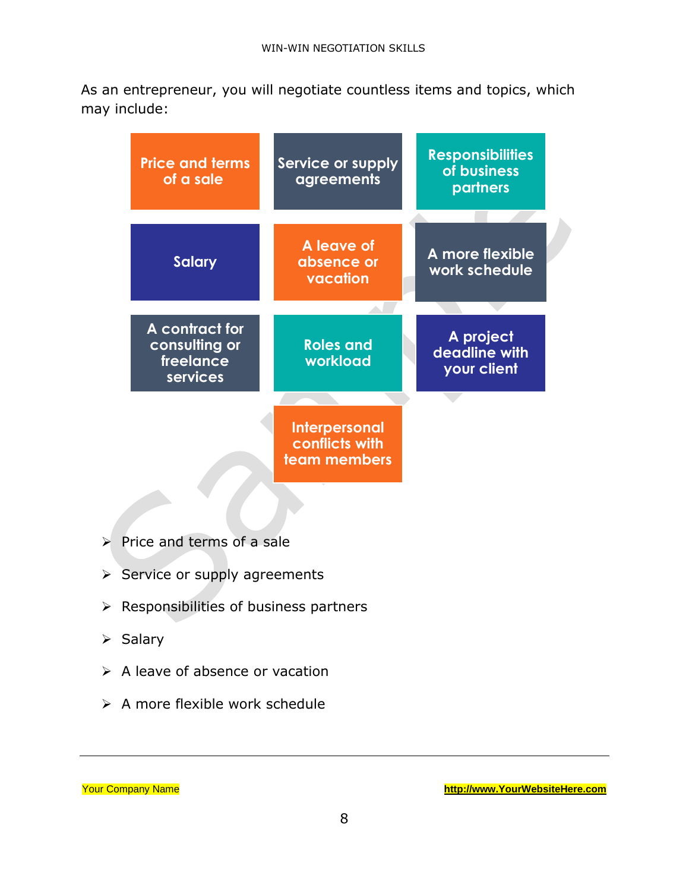As an entrepreneur, you will negotiate countless items and topics, which may include:

Price and terms of a sale

Service or supply agreements

Responsibilities of business partners

Salary

A leave of absence or vacation

A more flexible work schedule

A contract for consulting or freelance services

Roles and workload

A project deadline with your client

Interpersonal conflicts with team members

- Price and terms of a sale
- Service or supply agreements
- Responsibilities of business partners
- Salary
- A leave of absence or vacation
- A more flexible work schedule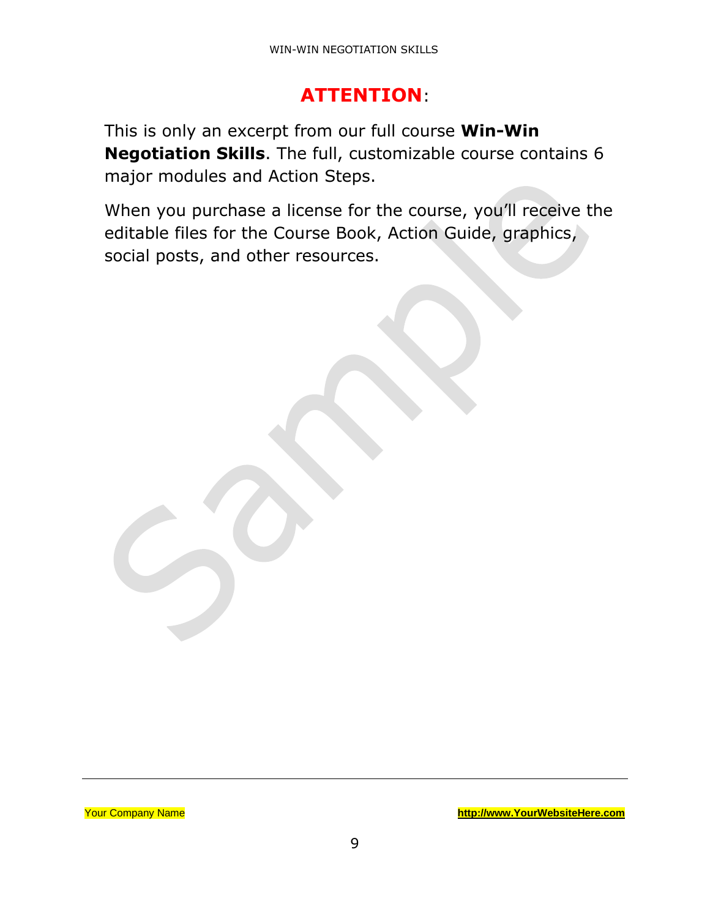## ATTENTION:

This is only an excerpt from our full course **Win-Win Negotiation Skills**. The full, customizable course contains 6 major modules and Action Steps.

When you purchase a license for the course, you'll receive the editable files for the Course Book, Action Guide, graphics, social posts, and other resources.